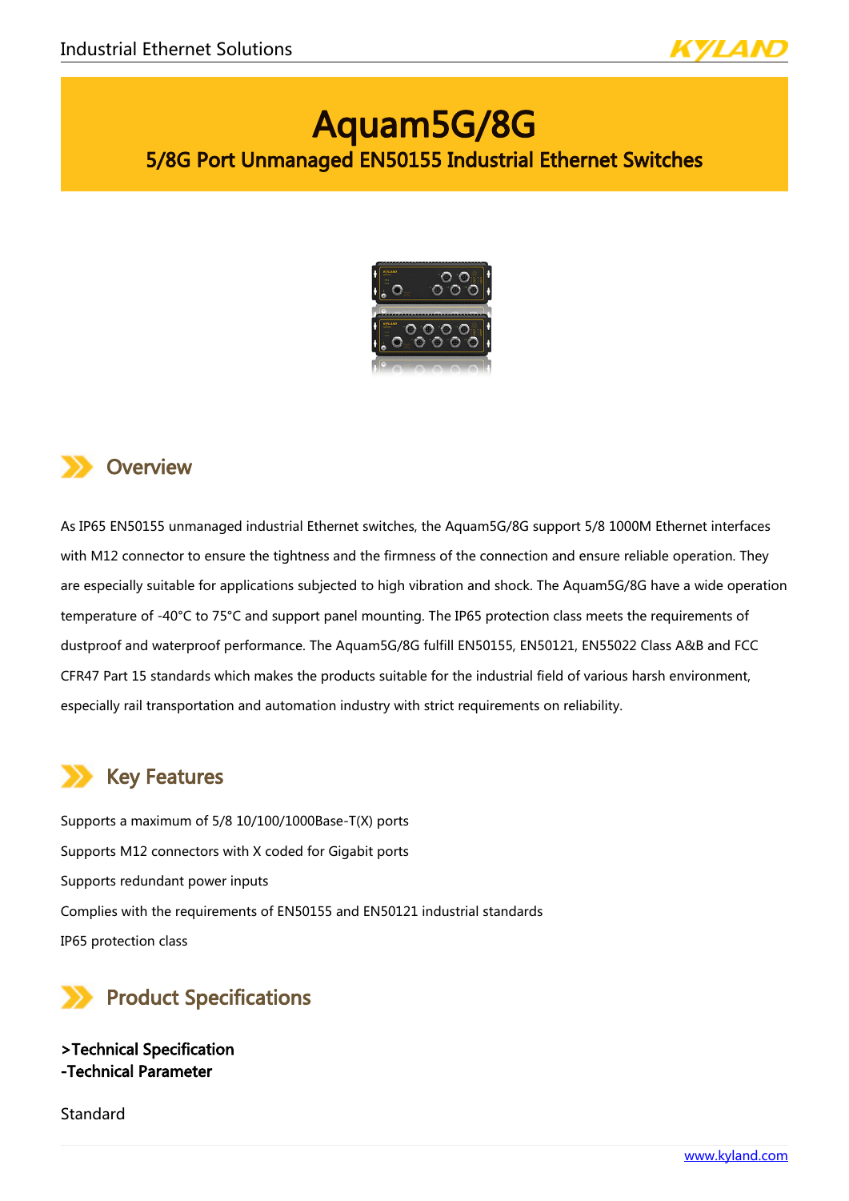# Aquam5G/8G

## 5/8G Port Unmanaged EN50155 Industrial Ethernet Switches

## Overview

As IP65 EN50155 unmanaged industrial Ethernet switches, the Aquam5G/8G support 5/8 1000M Ethernet interfaces with M12 connector to ensure the tightness and the firmness of the connection and ensure reliable operation. They are especially suitable for applications subjected to high vibration and shock. The Aquam5G/8G have a wide operation temperature of -40°C to 75°C and support panel mounting. The IP65 protection class meets the requirements of dustproof and waterproof performance. The Aquam5G/8G fulfill EN50155, EN50121, EN55022 Class A&B and FCC CFR47 Part 15 standards which makes the products suitable for the industrial field of various harsh environment, especially rail transportation and automation industry with strict requirements on reliability.

## Key Features

Supports a maximum of 5/8 10/100/1000Base-T(X) ports

Supports M12 connectors with X coded for Gigabit ports

Supports redundant power inputs

Complies with the requirements of EN50155 and EN50121 industrial standards

IP65 protection class

## Product Specifications

**>Technical Specification**
**-Technical Parameter**

Standard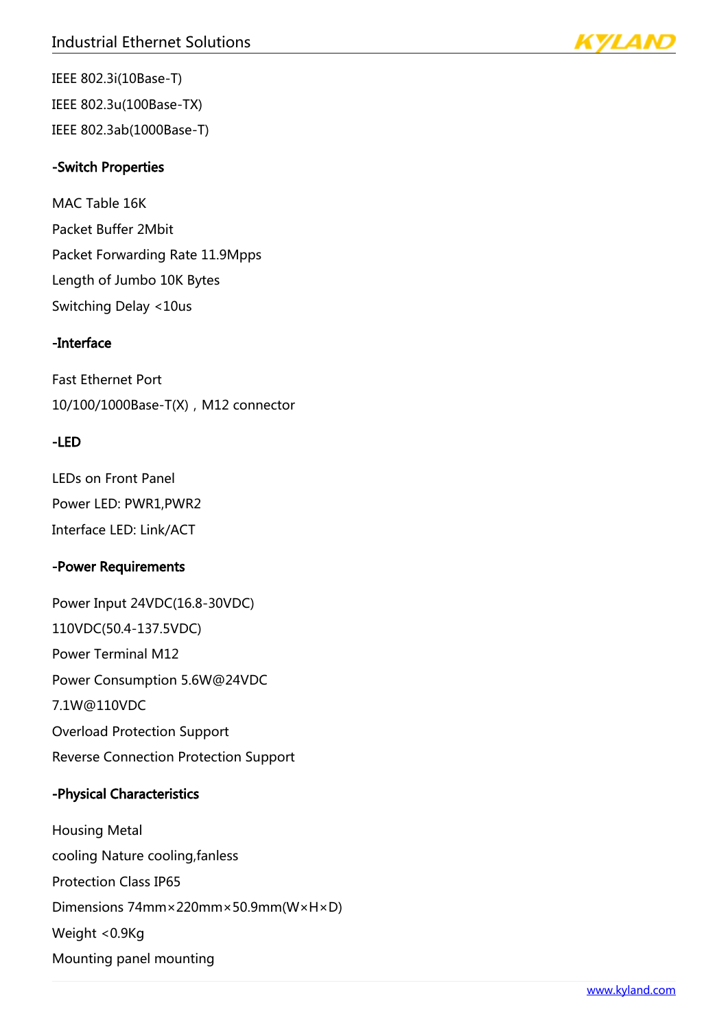IEEE 802.3i(10Base-T)

IEEE 802.3u(100Base-TX)

IEEE 802.3ab(1000Base-T)

### -Switch Properties

MAC Table 16K

Packet Buffer 2Mbit

Packet Forwarding Rate 11.9Mpps

Length of Jumbo 10K Bytes

Switching Delay <10us

### -Interface

Fast Ethernet Port

10/100/1000Base-T(X)，M12 connector

### -LED

LEDs on Front Panel

Power LED: PWR1,PWR2

Interface LED: Link/ACT

### -Power Requirements

Power Input 24VDC(16.8-30VDC)

110VDC(50.4-137.5VDC)

Power Terminal M12

Power Consumption 5.6W@24VDC

7.1W@110VDC

Overload Protection Support

Reverse Connection Protection Support

### -Physical Characteristics

Housing Metal

cooling Nature cooling,fanless

Protection Class IP65

Dimensions 74mm×220mm×50.9mm(W×H×D)

Weight <0.9Kg

Mounting panel mounting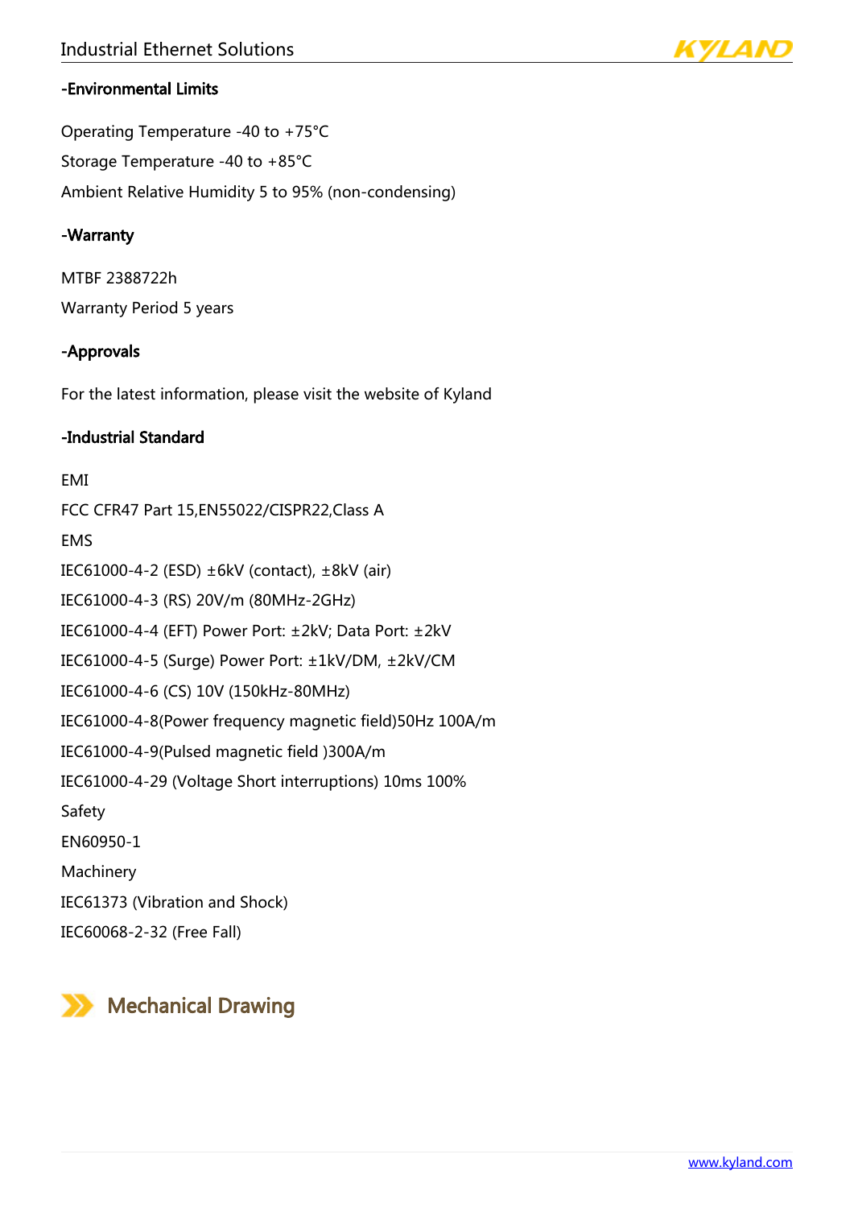### -Environmental Limits

Operating Temperature -40 to +75°C

Storage Temperature -40 to +85°C

Ambient Relative Humidity 5 to 95% (non-condensing)

### -Warranty

MTBF 2388722h

Warranty Period 5 years

### -Approvals

For the latest information, please visit the website of Kyland

### -Industrial Standard

EMI

FCC CFR47 Part 15,EN55022/CISPR22,Class A

EMS

IEC61000-4-2 (ESD) ±6kV (contact), ±8kV (air)

IEC61000-4-3 (RS) 20V/m (80MHz-2GHz)

IEC61000-4-4 (EFT) Power Port: ±2kV; Data Port: ±2kV

IEC61000-4-5 (Surge) Power Port: ±1kV/DM, ±2kV/CM

IEC61000-4-6 (CS) 10V (150kHz-80MHz)

IEC61000-4-8(Power frequency magnetic field)50Hz 100A/m

IEC61000-4-9(Pulsed magnetic field )300A/m

IEC61000-4-29 (Voltage Short interruptions) 10ms 100%

Safety

EN60950-1

Machinery

IEC61373 (Vibration and Shock)

IEC60068-2-32 (Free Fall)

## Mechanical Drawing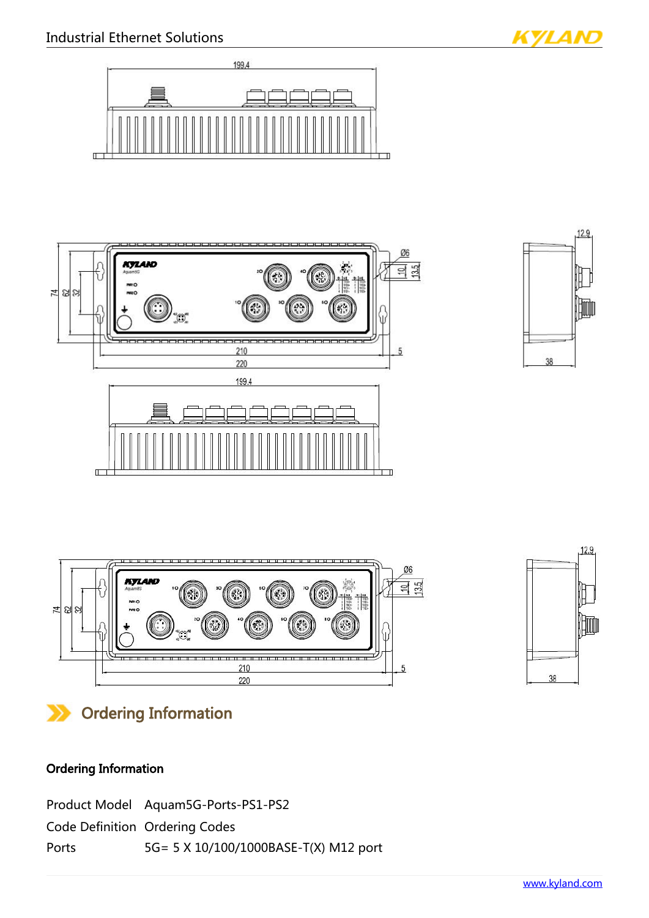## Ordering Information

### Ordering Information

| Product Model | Aquam5G-Ports-PS1-PS2 |
|---|---|
| Code Definition | Ordering Codes |
| Ports | 5G= 5 X 10/100/1000BASE-T(X) M12 port |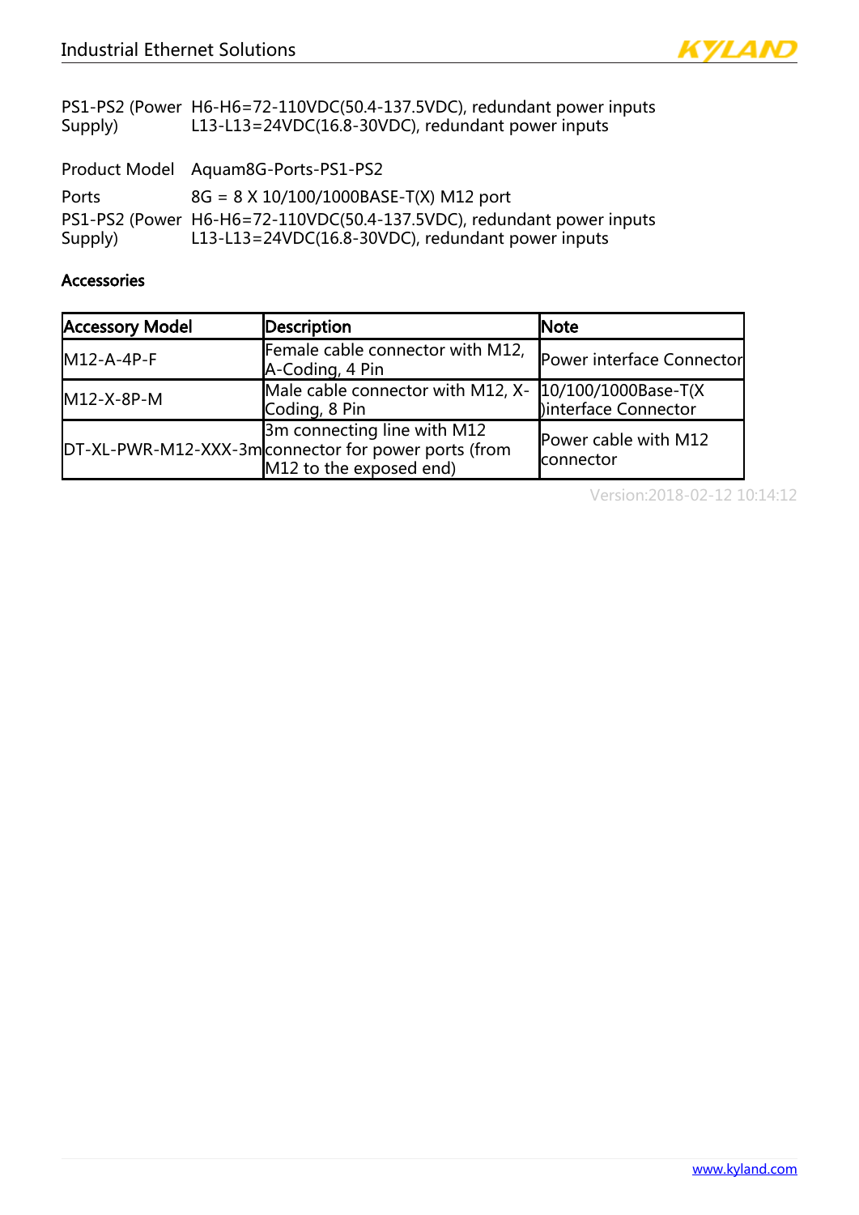PS1-PS2 (Power Supply) H6-H6=72-110VDC(50.4-137.5VDC), redundant power inputs
L13-L13=24VDC(16.8-30VDC), redundant power inputs

| | |
|---|---|
| Product Model | Aquam8G-Ports-PS1-PS2 |
| Ports | 8G = 8 X 10/100/1000BASE-T(X) M12 port |
| PS1-PS2 (Power Supply) | H6-H6=72-110VDC(50.4-137.5VDC), redundant power inputs<br>L13-L13=24VDC(16.8-30VDC), redundant power inputs |

**Accessories**

| Accessory Model | Description | Note |
|---|---|---|
| M12-A-4P-F | Female cable connector with M12, A-Coding, 4 Pin | Power interface Connector |
| M12-X-8P-M | Male cable connector with M12, X-Coding, 8 Pin | 10/100/1000Base-T(X )interface Connector |
| DT-XL-PWR-M12-XXX-3m | 3m connecting line with M12 connector for power ports (from M12 to the exposed end) | Power cable with M12 connector |

Version:2018-02-12 10:14:12